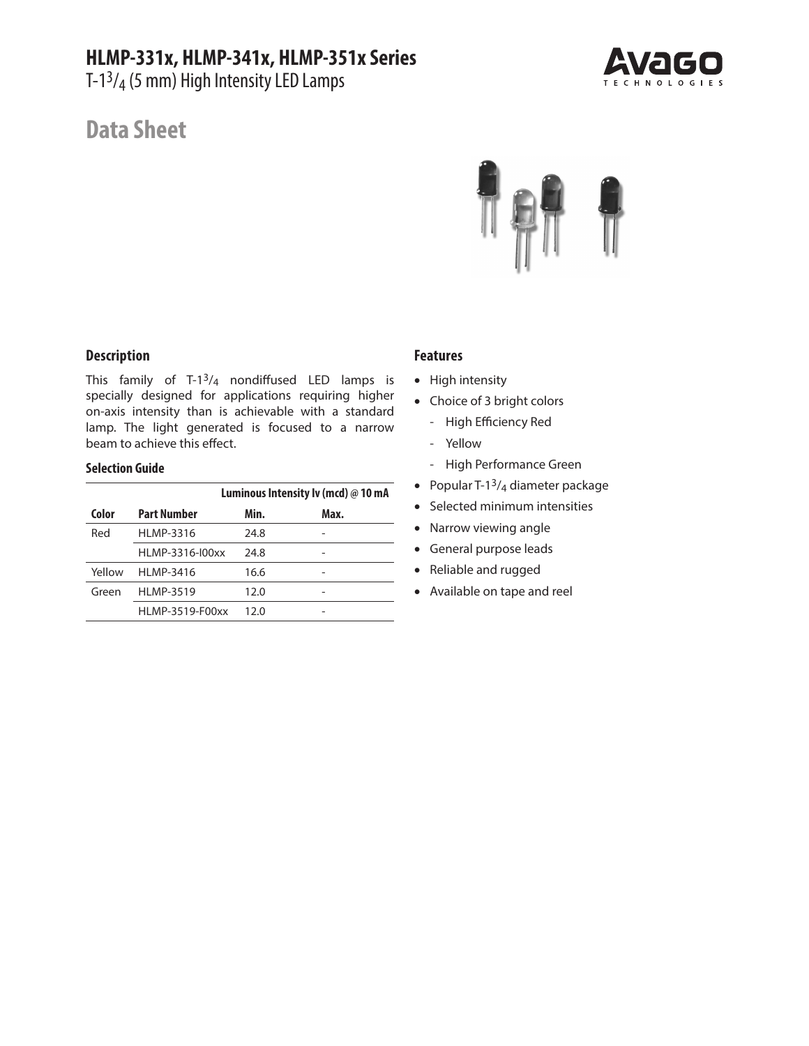# HLMP-331x, HLMP-341x, HLMP-351x Series

T-1$^3/_4$ (5 mm) High Intensity LED Lamps

## Data Sheet

### Description

This family of T-1$^3/_4$ nondiffused LED lamps is specially designed for applications requiring higher on-axis intensity than is achievable with a standard lamp. The light generated is focused to a narrow beam to achieve this effect.

### Selection Guide

| | | Luminous Intensity Iv (mcd) @ 10 mA | |
|---|---|---|---|
| **Color** | **Part Number** | **Min.** | **Max.** |
| Red | HLMP-3316 | 24.8 | - |
| | HLMP-3316-I00xx | 24.8 | - |
| Yellow | HLMP-3416 | 16.6 | - |
| Green | HLMP-3519 | 12.0 | - |
| | HLMP-3519-F00xx | 12.0 | - |

### Features

- High intensity
- Choice of 3 bright colors
  - High Efficiency Red
  - Yellow
  - High Performance Green
- Popular T-1$^3/_4$ diameter package
- Selected minimum intensities
- Narrow viewing angle
- General purpose leads
- Reliable and rugged
- Available on tape and reel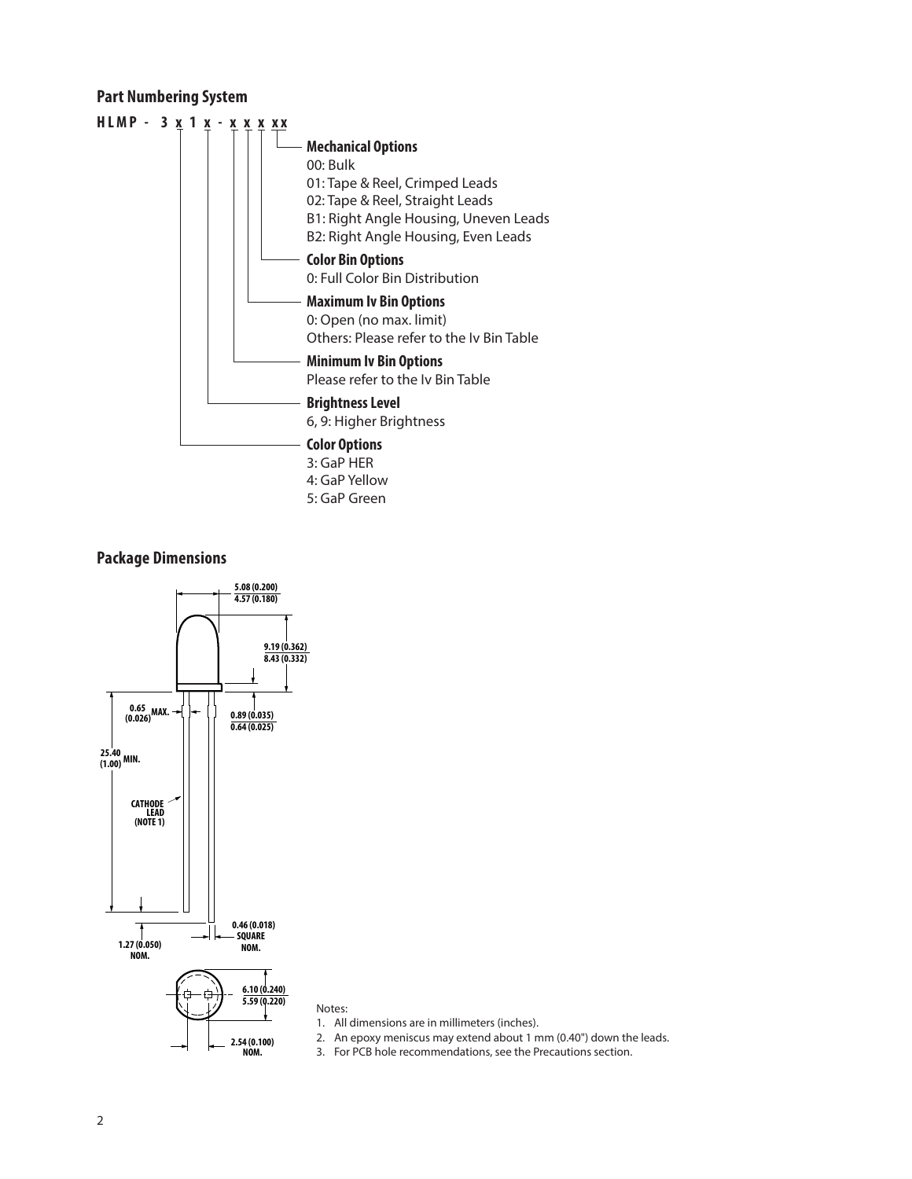## Part Numbering System

**HLMP - 3 x 1 x - x x x xx**

**Mechanical Options**
00: Bulk
01: Tape & Reel, Crimped Leads
02: Tape & Reel, Straight Leads
B1: Right Angle Housing, Uneven Leads
B2: Right Angle Housing, Even Leads

**Color Bin Options**
0: Full Color Bin Distribution

**Maximum Iv Bin Options**
0: Open (no max. limit)
Others: Please refer to the Iv Bin Table

**Minimum Iv Bin Options**
Please refer to the Iv Bin Table

**Brightness Level**
6, 9: Higher Brightness

**Color Options**
3: GaP HER
4: GaP Yellow
5: GaP Green

## Package Dimensions

5.08 (0.200)
4.57 (0.180)

9.19 (0.362)
8.43 (0.332)

0.65 (0.026) MAX.

0.89 (0.035)
0.64 (0.025)

25.40 (1.00) MIN.

CATHODE LEAD (NOTE 1)

0.46 (0.018) SQUARE NOM.

1.27 (0.050) NOM.

6.10 (0.240)
5.59 (0.220)

2.54 (0.100) NOM.

Notes:
1. All dimensions are in millimeters (inches).
2. An epoxy meniscus may extend about 1 mm (0.40") down the leads.
3. For PCB hole recommendations, see the Precautions section.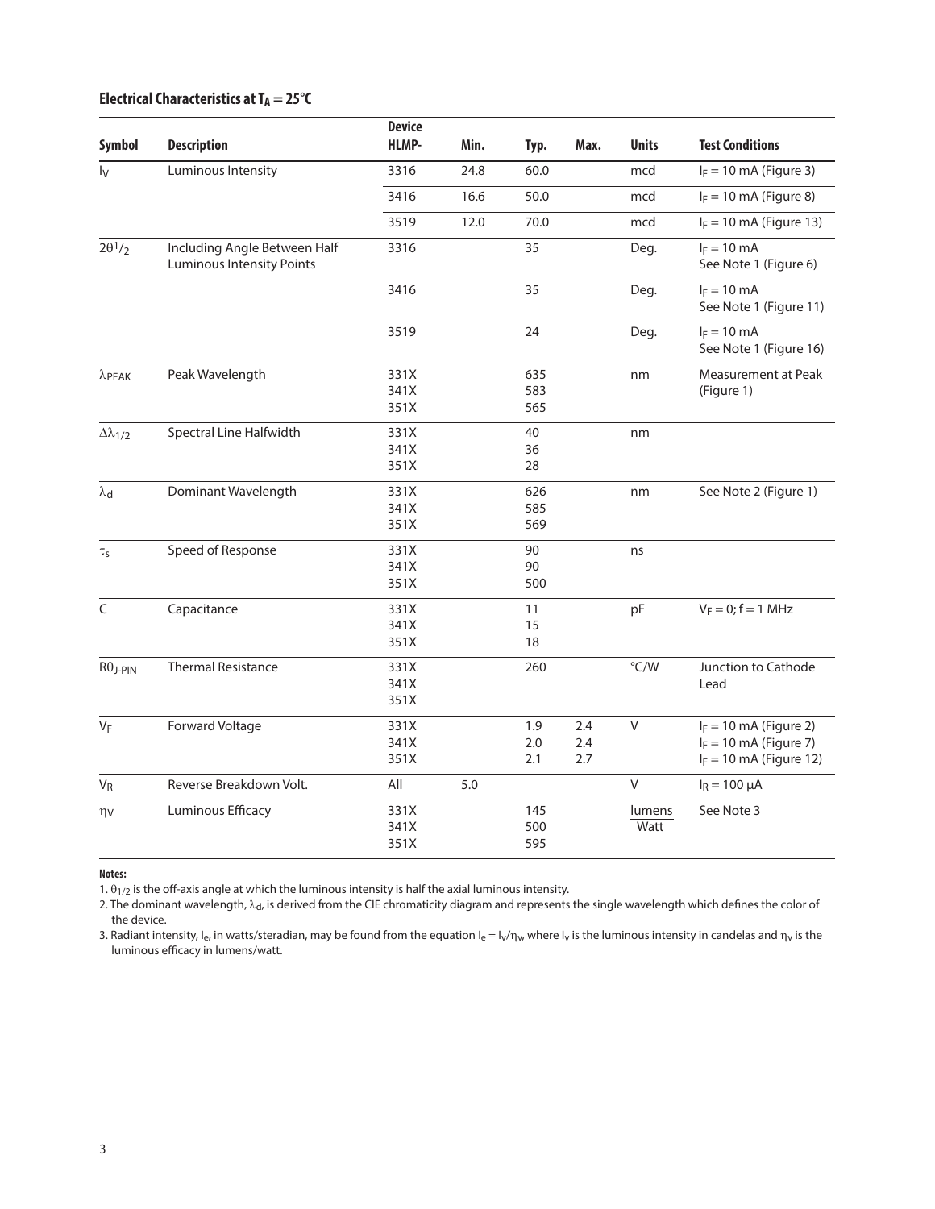### Electrical Characteristics at $T_A = 25°C$

| Symbol | Description | Device HLMP- | Min. | Typ. | Max. | Units | Test Conditions |
|---|---|---|---|---|---|---|---|
| $I_V$ | Luminous Intensity | 3316 | 24.8 | 60.0 | | mcd | $I_F = 10$ mA (Figure 3) |
| | | 3416 | 16.6 | 50.0 | | mcd | $I_F = 10$ mA (Figure 8) |
| | | 3519 | 12.0 | 70.0 | | mcd | $I_F = 10$ mA (Figure 13) |
| $2\theta^1/_2$ | Including Angle Between Half Luminous Intensity Points | 3316 | | 35 | | Deg. | $I_F = 10$ mA See Note 1 (Figure 6) |
| | | 3416 | | 35 | | Deg. | $I_F = 10$ mA See Note 1 (Figure 11) |
| | | 3519 | | 24 | | Deg. | $I_F = 10$ mA See Note 1 (Figure 16) |
| $\lambda_{PEAK}$ | Peak Wavelength | 331X<br>341X<br>351X | | 635<br>583<br>565 | | nm | Measurement at Peak (Figure 1) |
| $\Delta\lambda_{1/2}$ | Spectral Line Halfwidth | 331X<br>341X<br>351X | | 40<br>36<br>28 | | nm | |
| $\lambda_d$ | Dominant Wavelength | 331X<br>341X<br>351X | | 626<br>585<br>569 | | nm | See Note 2 (Figure 1) |
| $\tau_s$ | Speed of Response | 331X<br>341X<br>351X | | 90<br>90<br>500 | | ns | |
| C | Capacitance | 331X<br>341X<br>351X | | 11<br>15<br>18 | | pF | $V_F = 0$; f = 1 MHz |
| $R\theta_{J-PIN}$ | Thermal Resistance | 331X<br>341X<br>351X | | 260 | | °C/W | Junction to Cathode Lead |
| $V_F$ | Forward Voltage | 331X<br>341X<br>351X | | 1.9<br>2.0<br>2.1 | 2.4<br>2.4<br>2.7 | V | $I_F = 10$ mA (Figure 2)<br>$I_F = 10$ mA (Figure 7)<br>$I_F = 10$ mA (Figure 12) |
| $V_R$ | Reverse Breakdown Volt. | All | 5.0 | | | V | $I_R = 100$ µA |
| $\eta_V$ | Luminous Efficacy | 331X<br>341X<br>351X | | 145<br>500<br>595 | | lumens/Watt | See Note 3 |

**Notes:**

1. $\theta_{1/2}$ is the off-axis angle at which the luminous intensity is half the axial luminous intensity.
2. The dominant wavelength, $\lambda_d$, is derived from the CIE chromaticity diagram and represents the single wavelength which defines the color of the device.
3. Radiant intensity, $I_e$, in watts/steradian, may be found from the equation $I_e = I_v/\eta_v$, where $I_v$ is the luminous intensity in candelas and $\eta_v$ is the luminous efficacy in lumens/watt.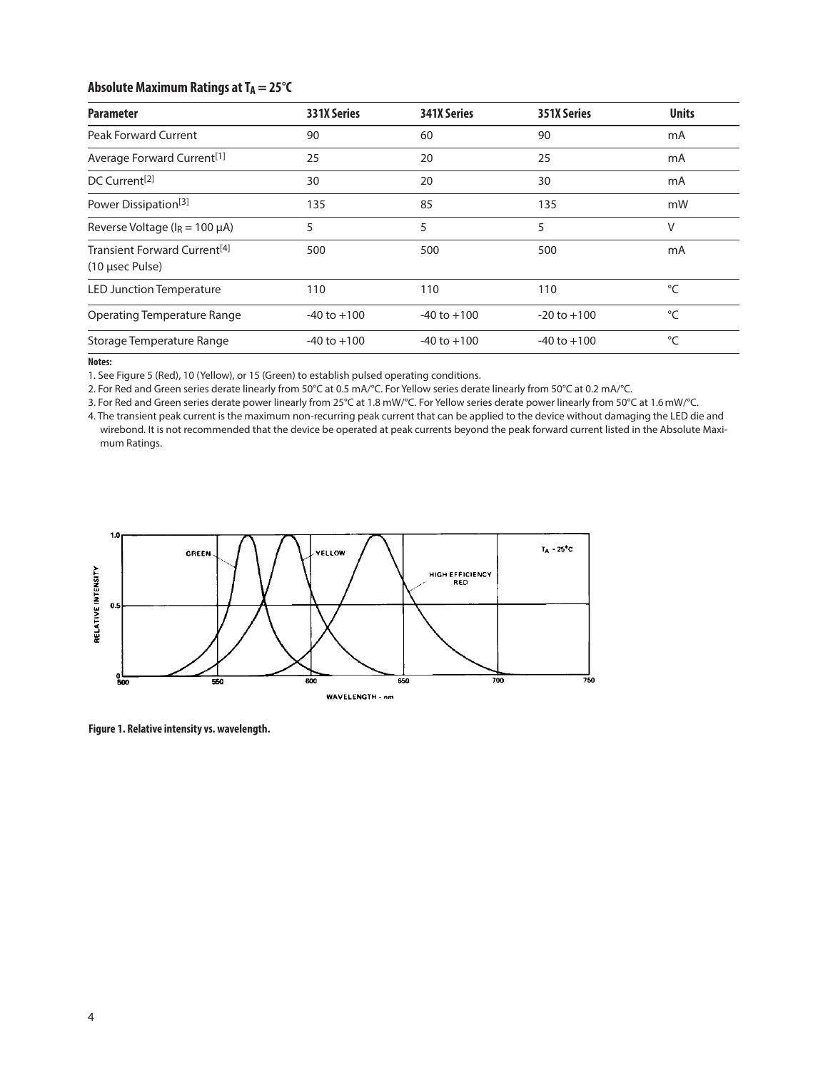## Absolute Maximum Ratings at $T_A = 25°C$

| Parameter | 331X Series | 341X Series | 351X Series | Units |
|---|---|---|---|---|
| Peak Forward Current | 90 | 60 | 90 | mA |
| Average Forward Current[1] | 25 | 20 | 25 | mA |
| DC Current[2] | 30 | 20 | 30 | mA |
| Power Dissipation[3] | 135 | 85 | 135 | mW |
| Reverse Voltage ($I_R$ = 100 µA) | 5 | 5 | 5 | V |
| Transient Forward Current[4] (10 µsec Pulse) | 500 | 500 | 500 | mA |
| LED Junction Temperature | 110 | 110 | 110 | °C |
| Operating Temperature Range | -40 to +100 | -40 to +100 | -20 to +100 | °C |
| Storage Temperature Range | -40 to +100 | -40 to +100 | -40 to +100 | °C |

**Notes:**

1. See Figure 5 (Red), 10 (Yellow), or 15 (Green) to establish pulsed operating conditions.
2. For Red and Green series derate linearly from 50°C at 0.5 mA/°C. For Yellow series derate linearly from 50°C at 0.2 mA/°C.
3. For Red and Green series derate power linearly from 25°C at 1.8 mW/°C. For Yellow series derate power linearly from 50°C at 1.6 mW/°C.
4. The transient peak current is the maximum non-recurring peak current that can be applied to the device without damaging the LED die and wirebond. It is not recommended that the device be operated at peak currents beyond the peak forward current listed in the Absolute Maximum Ratings.

**Figure 1. Relative intensity vs. wavelength.**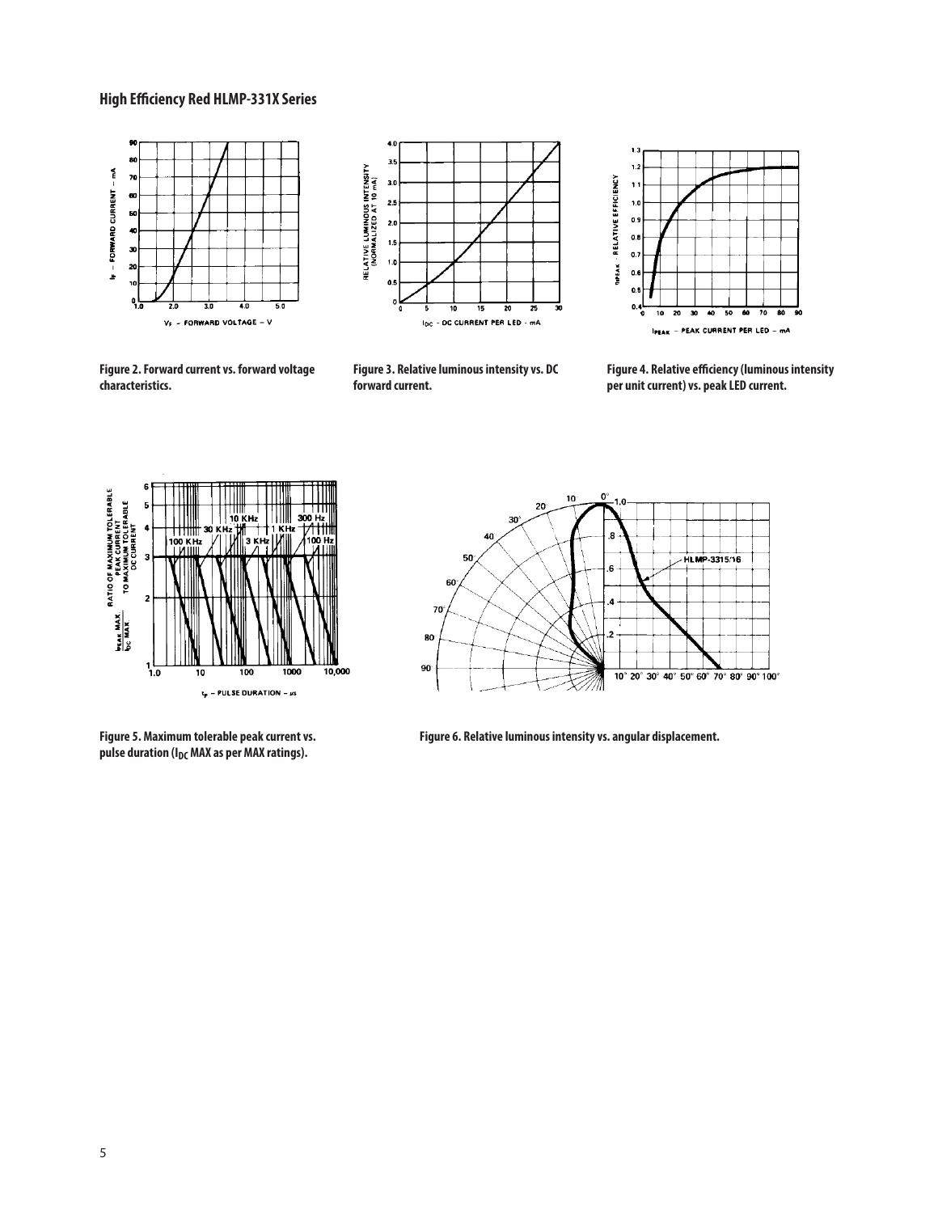## High Efficiency Red HLMP-331X Series

Figure 2. Forward current vs. forward voltage characteristics.

Figure 3. Relative luminous intensity vs. DC forward current.

Figure 4. Relative efficiency (luminous intensity per unit current) vs. peak LED current.

Figure 5. Maximum tolerable peak current vs. pulse duration ($I_{DC}$ MAX as per MAX ratings).

Figure 6. Relative luminous intensity vs. angular displacement.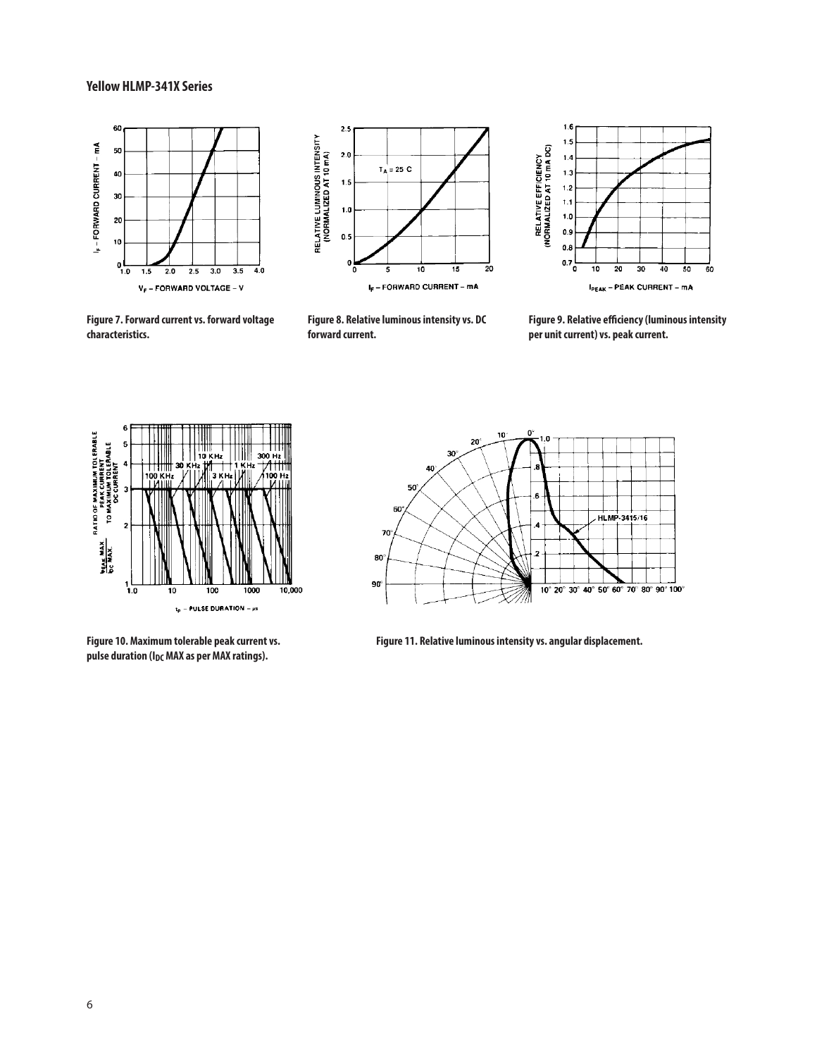### Yellow HLMP-341X Series

Figure 7. Forward current vs. forward voltage characteristics.

Figure 8. Relative luminous intensity vs. DC forward current.

Figure 9. Relative efficiency (luminous intensity per unit current) vs. peak current.

Figure 10. Maximum tolerable peak current vs. pulse duration ($I_{DC}$ MAX as per MAX ratings).

Figure 11. Relative luminous intensity vs. angular displacement.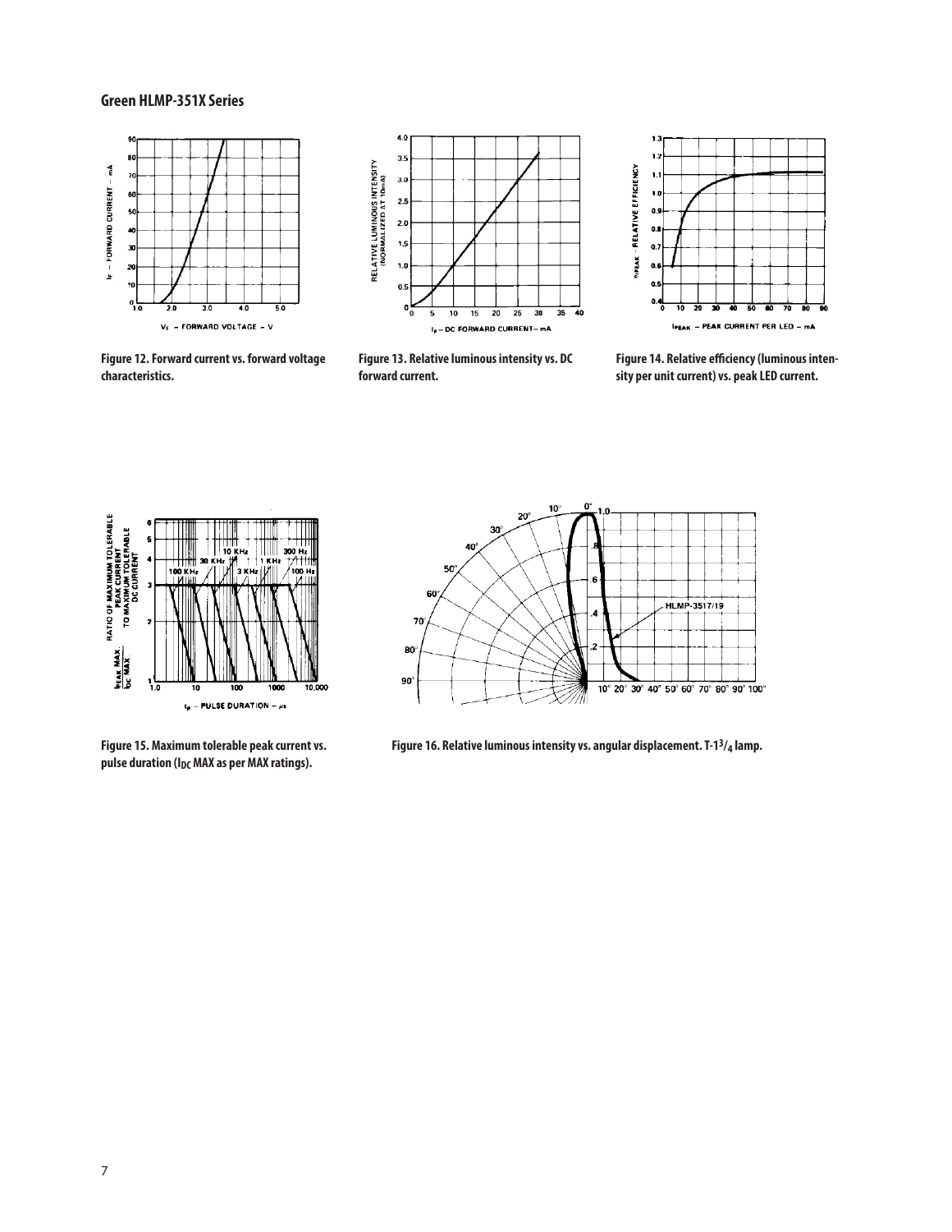## Green HLMP-351X Series

Figure 12. Forward current vs. forward voltage characteristics.

Figure 13. Relative luminous intensity vs. DC forward current.

Figure 14. Relative efficiency (luminous intensity per unit current) vs. peak LED current.

Figure 15. Maximum tolerable peak current vs. pulse duration ($I_{DC}$ MAX as per MAX ratings).

Figure 16. Relative luminous intensity vs. angular displacement. T-1$^{3}/_{4}$ lamp.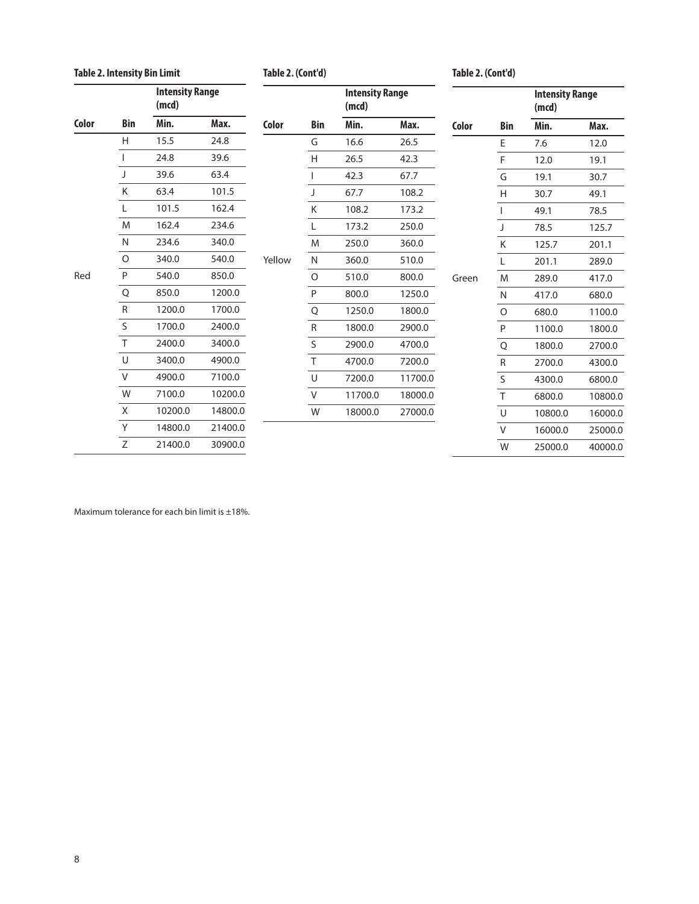**Table 2. Intensity Bin Limit**

| Color | Bin | Intensity Range (mcd) | |
|---|---|---|---|
| | | Min. | Max. |
| Red | H | 15.5 | 24.8 |
| | I | 24.8 | 39.6 |
| | J | 39.6 | 63.4 |
| | K | 63.4 | 101.5 |
| | L | 101.5 | 162.4 |
| | M | 162.4 | 234.6 |
| | N | 234.6 | 340.0 |
| | O | 340.0 | 540.0 |
| | P | 540.0 | 850.0 |
| | Q | 850.0 | 1200.0 |
| | R | 1200.0 | 1700.0 |
| | S | 1700.0 | 2400.0 |
| | T | 2400.0 | 3400.0 |
| | U | 3400.0 | 4900.0 |
| | V | 4900.0 | 7100.0 |
| | W | 7100.0 | 10200.0 |
| | X | 10200.0 | 14800.0 |
| | Y | 14800.0 | 21400.0 |
| | Z | 21400.0 | 30900.0 |

**Table 2. (Cont'd)**

| Color | Bin | Intensity Range (mcd) | |
|---|---|---|---|
| | | Min. | Max. |
| Yellow | G | 16.6 | 26.5 |
| | H | 26.5 | 42.3 |
| | I | 42.3 | 67.7 |
| | J | 67.7 | 108.2 |
| | K | 108.2 | 173.2 |
| | L | 173.2 | 250.0 |
| | M | 250.0 | 360.0 |
| | N | 360.0 | 510.0 |
| | O | 510.0 | 800.0 |
| | P | 800.0 | 1250.0 |
| | Q | 1250.0 | 1800.0 |
| | R | 1800.0 | 2900.0 |
| | S | 2900.0 | 4700.0 |
| | T | 4700.0 | 7200.0 |
| | U | 7200.0 | 11700.0 |
| | V | 11700.0 | 18000.0 |
| | W | 18000.0 | 27000.0 |

**Table 2. (Cont'd)**

| Color | Bin | Intensity Range (mcd) | |
|---|---|---|---|
| | | Min. | Max. |
| Green | E | 7.6 | 12.0 |
| | F | 12.0 | 19.1 |
| | G | 19.1 | 30.7 |
| | H | 30.7 | 49.1 |
| | I | 49.1 | 78.5 |
| | J | 78.5 | 125.7 |
| | K | 125.7 | 201.1 |
| | L | 201.1 | 289.0 |
| | M | 289.0 | 417.0 |
| | N | 417.0 | 680.0 |
| | O | 680.0 | 1100.0 |
| | P | 1100.0 | 1800.0 |
| | Q | 1800.0 | 2700.0 |
| | R | 2700.0 | 4300.0 |
| | S | 4300.0 | 6800.0 |
| | T | 6800.0 | 10800.0 |
| | U | 10800.0 | 16000.0 |
| | V | 16000.0 | 25000.0 |
| | W | 25000.0 | 40000.0 |

Maximum tolerance for each bin limit is ±18%.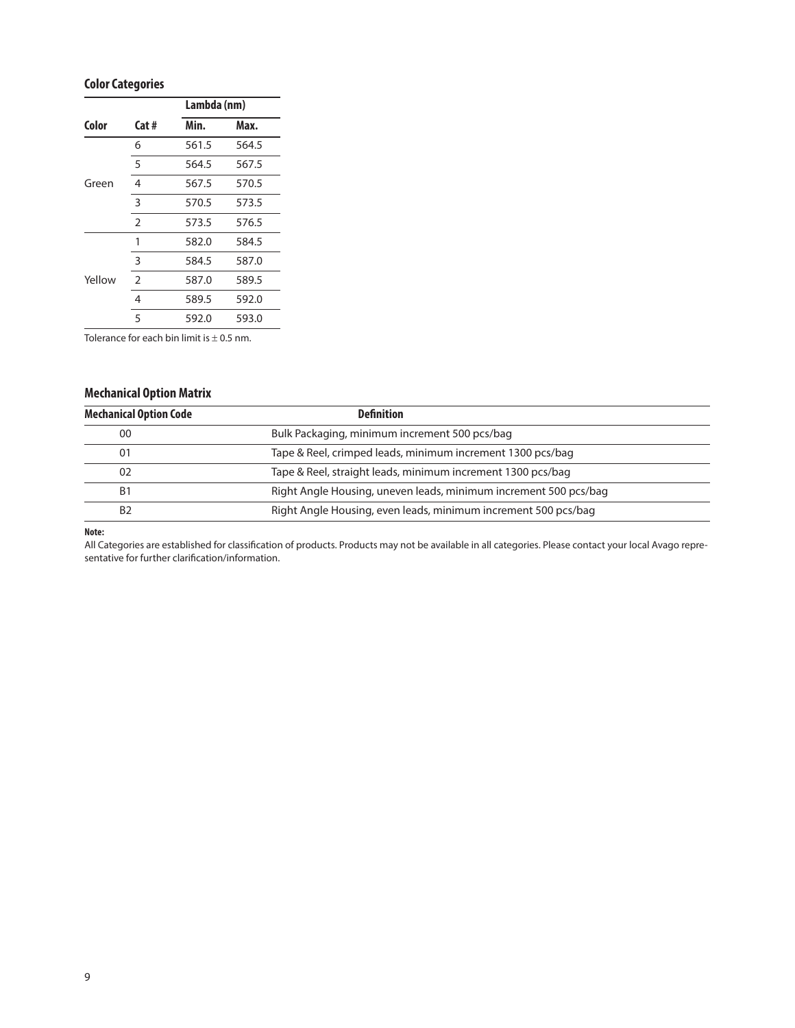## Color Categories

| Color | Cat # | Lambda (nm) | |
|---|---|---|---|
| | | Min. | Max. |
| Green | 6 | 561.5 | 564.5 |
| | 5 | 564.5 | 567.5 |
| | 4 | 567.5 | 570.5 |
| | 3 | 570.5 | 573.5 |
| | 2 | 573.5 | 576.5 |
| Yellow | 1 | 582.0 | 584.5 |
| | 3 | 584.5 | 587.0 |
| | 2 | 587.0 | 589.5 |
| | 4 | 589.5 | 592.0 |
| | 5 | 592.0 | 593.0 |

Tolerance for each bin limit is ± 0.5 nm.

## Mechanical Option Matrix

| Mechanical Option Code | Definition |
|---|---|
| 00 | Bulk Packaging, minimum increment 500 pcs/bag |
| 01 | Tape & Reel, crimped leads, minimum increment 1300 pcs/bag |
| 02 | Tape & Reel, straight leads, minimum increment 1300 pcs/bag |
| B1 | Right Angle Housing, uneven leads, minimum increment 500 pcs/bag |
| B2 | Right Angle Housing, even leads, minimum increment 500 pcs/bag |

**Note:**

All Categories are established for classification of products. Products may not be available in all categories. Please contact your local Avago representative for further clarification/information.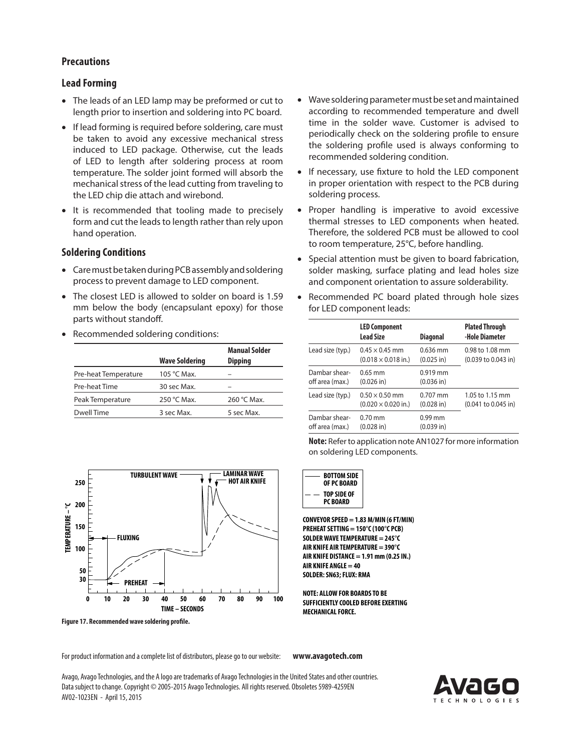## Precautions

### Lead Forming

- The leads of an LED lamp may be preformed or cut to length prior to insertion and soldering into PC board.
- If lead forming is required before soldering, care must be taken to avoid any excessive mechanical stress induced to LED package. Otherwise, cut the leads of LED to length after soldering process at room temperature. The solder joint formed will absorb the mechanical stress of the lead cutting from traveling to the LED chip die attach and wirebond.
- It is recommended that tooling made to precisely form and cut the leads to length rather than rely upon hand operation.

### Soldering Conditions

- Care must be taken during PCB assembly and soldering process to prevent damage to LED component.
- The closest LED is allowed to solder on board is 1.59 mm below the body (encapsulant epoxy) for those parts without standoff.
- Recommended soldering conditions:

| | Wave Soldering | Manual Solder Dipping |
|---|---|---|
| Pre-heat Temperature | 105 °C Max. | – |
| Pre-heat Time | 30 sec Max. | – |
| Peak Temperature | 250 °C Max. | 260 °C Max. |
| Dwell Time | 3 sec Max. | 5 sec Max. |

- Wave soldering parameter must be set and maintained according to recommended temperature and dwell time in the solder wave. Customer is advised to periodically check on the soldering profile to ensure the soldering profile used is always conforming to recommended soldering condition.
- If necessary, use fixture to hold the LED component in proper orientation with respect to the PCB during soldering process.
- Proper handling is imperative to avoid excessive thermal stresses to LED components when heated. Therefore, the soldered PCB must be allowed to cool to room temperature, 25°C, before handling.
- Special attention must be given to board fabrication, solder masking, surface plating and lead holes size and component orientation to assure solderability.
- Recommended PC board plated through hole sizes for LED component leads:

| | LED Component Lead Size | Diagonal | Plated Through -Hole Diameter |
|---|---|---|---|
| Lead size (typ.) | 0.45 × 0.45 mm (0.018 × 0.018 in.) | 0.636 mm (0.025 in) | 0.98 to 1.08 mm (0.039 to 0.043 in) |
| Dambar shear-off area (max.) | 0.65 mm (0.026 in) | 0.919 mm (0.036 in) | |
| Lead size (typ.) | 0.50 × 0.50 mm (0.020 × 0.020 in.) | 0.707 mm (0.028 in) | 1.05 to 1.15 mm (0.041 to 0.045 in) |
| Dambar shear-off area (max.) | 0.70 mm (0.028 in) | 0.99 mm (0.039 in) | |

**Note:** Refer to application note AN1027 for more information on soldering LED components.

TURBULENT WAVE
LAMINAR WAVE
HOT AIR KNIFE
FLUXING
PREHEAT
TEMPERATURE – °C
250
200
150
100
50
30
0 10 20 30 40 50 60 70 80 90 100
TIME – SECONDS

BOTTOM SIDE OF PC BOARD
TOP SIDE OF PC BOARD

CONVEYOR SPEED = 1.83 M/MIN (6 FT/MIN)
PREHEAT SETTING = 150°C (100°C PCB)
SOLDER WAVE TEMPERATURE = 245°C
AIR KNIFE AIR TEMPERATURE = 390°C
AIR KNIFE DISTANCE = 1.91 mm (0.25 IN.)
AIR KNIFE ANGLE = 40
SOLDER: SN63; FLUX: RMA

NOTE: ALLOW FOR BOARDS TO BE SUFFICIENTLY COOLED BEFORE EXERTING MECHANICAL FORCE.

**Figure 17. Recommended wave soldering profile.**

For product information and a complete list of distributors, please go to our website: **www.avagotech.com**

Avago, Avago Technologies, and the A logo are trademarks of Avago Technologies in the United States and other countries.
Data subject to change. Copyright © 2005-2015 Avago Technologies. All rights reserved. Obsoletes 5989-4259EN
AV02-1023EN - April 15, 2015